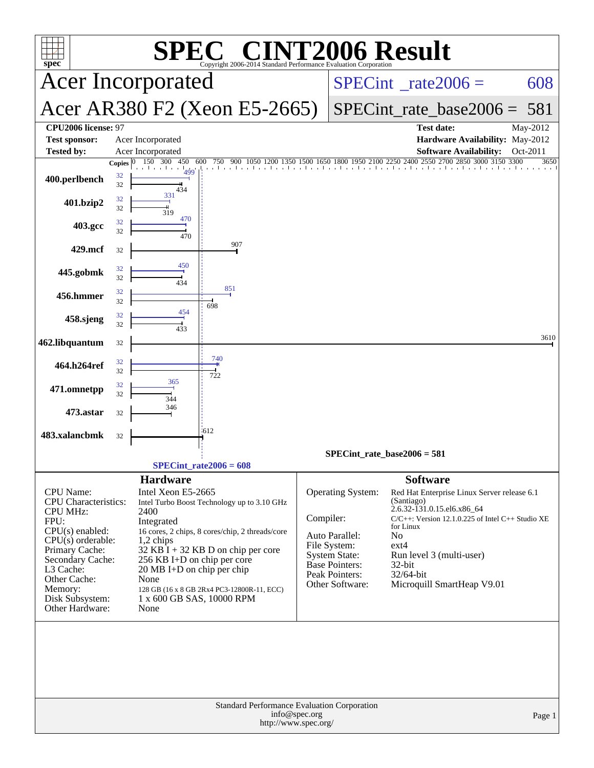# SPEC CINT2006 Result

Copyright 2006-2014 Standard Performance Evaluation Corporation

## Acer Incorporated

## Acer AR380 F2 (Xeon E5-2665)

SPECint_rate2006 = 608

SPECint_rate_base2006 = 581

| | | | |
|---|---|---|---|
| **CPU2006 license:** | 97 | **Test date:** | May-2012 |
| **Test sponsor:** | Acer Incorporated | **Hardware Availability:** | May-2012 |
| **Tested by:** | Acer Incorporated | **Software Availability:** | Oct-2011 |

| Benchmark | Copies (peak) | Copies (base) | Peak | Base |
|---|---|---|---|---|
| 400.perlbench | 32 | 32 | 499 | 434 |
| 401.bzip2 | 32 | 32 | 331 | 319 |
| 403.gcc | 32 | 32 | 470 | 470 |
| 429.mcf | | 32 | | 907 |
| 445.gobmk | 32 | 32 | 450 | 434 |
| 456.hmmer | 32 | 32 | 851 | 698 |
| 458.sjeng | 32 | 32 | 454 | 433 |
| 462.libquantum | | 32 | | 3610 |
| 464.h264ref | 32 | 32 | 740 | 722 |
| 471.omnetpp | 32 | 32 | 365 | 344 |
| 473.astar | | 32 | | 346 |
| 483.xalancbmk | | 32 | | 612 |

SPECint_rate_base2006 = 581

SPECint_rate2006 = 608

### Hardware

| | |
|---|---|
| CPU Name: | Intel Xeon E5-2665 |
| CPU Characteristics: | Intel Turbo Boost Technology up to 3.10 GHz |
| CPU MHz: | 2400 |
| FPU: | Integrated |
| CPU(s) enabled: | 16 cores, 2 chips, 8 cores/chip, 2 threads/core |
| CPU(s) orderable: | 1,2 chips |
| Primary Cache: | 32 KB I + 32 KB D on chip per core |
| Secondary Cache: | 256 KB I+D on chip per core |
| L3 Cache: | 20 MB I+D on chip per chip |
| Other Cache: | None |
| Memory: | 128 GB (16 x 8 GB 2Rx4 PC3-12800R-11, ECC) |
| Disk Subsystem: | 1 x 600 GB SAS, 10000 RPM |
| Other Hardware: | None |

### Software

| | |
|---|---|
| Operating System: | Red Hat Enterprise Linux Server release 6.1 (Santiago) 2.6.32-131.0.15.el6.x86_64 |
| Compiler: | C/C++: Version 12.1.0.225 of Intel C++ Studio XE for Linux |
| Auto Parallel: | No |
| File System: | ext4 |
| System State: | Run level 3 (multi-user) |
| Base Pointers: | 32-bit |
| Peak Pointers: | 32/64-bit |
| Other Software: | Microquill SmartHeap V9.01 |

Standard Performance Evaluation Corporation
info@spec.org
http://www.spec.org/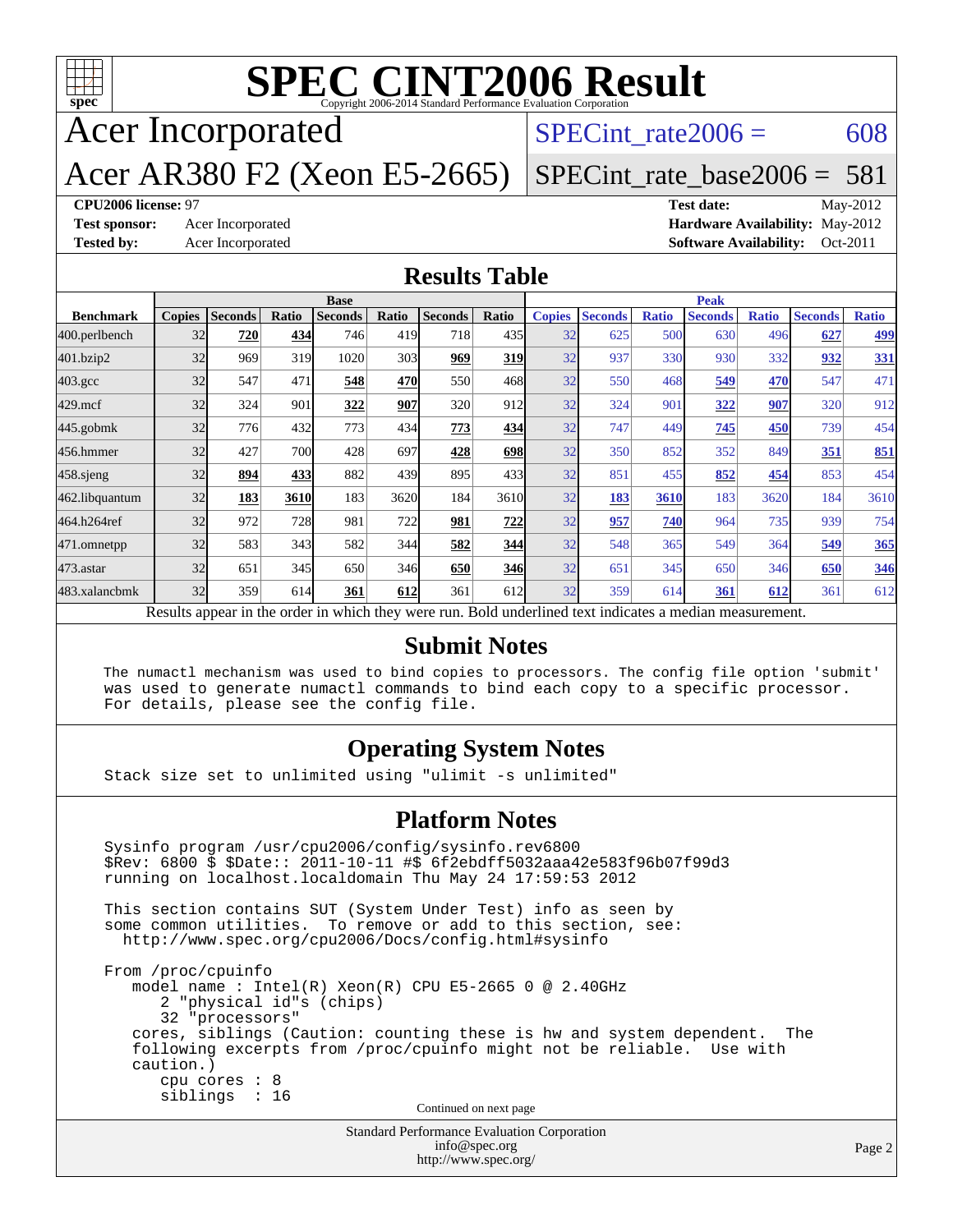# SPEC CINT2006 Result

Copyright 2006-2014 Standard Performance Evaluation Corporation

## Acer Incorporated

## Acer AR380 F2 (Xeon E5-2665)

SPECint_rate2006 = 608

SPECint_rate_base2006 = 581

**CPU2006 license:** 97 | **Test date:** May-2012

**Test sponsor:** Acer Incorporated | **Hardware Availability:** May-2012

**Tested by:** Acer Incorporated | **Software Availability:** Oct-2011

## Results Table

| Benchmark | Base | | | | | | | Peak | | | | | | |
|---|---|---|---|---|---|---|---|---|---|---|---|---|---|---|
| | Copies | Seconds | Ratio | Seconds | Ratio | Seconds | Ratio | Copies | Seconds | Ratio | Seconds | Ratio | Seconds | Ratio |
| 400.perlbench | 32 | **720** | **434** | 746 | 419 | 718 | 435 | 32 | 625 | 500 | 630 | 496 | **627** | **499** |
| 401.bzip2 | 32 | 969 | 319 | 1020 | 303 | **969** | **319** | 32 | 937 | 330 | 930 | 332 | **932** | **331** |
| 403.gcc | 32 | 547 | 471 | **548** | **470** | 550 | 468 | 32 | 550 | 468 | **549** | **470** | 547 | 471 |
| 429.mcf | 32 | 324 | 901 | **322** | **907** | 320 | 912 | 32 | 324 | 901 | **322** | **907** | 320 | 912 |
| 445.gobmk | 32 | 776 | 432 | 773 | 434 | **773** | **434** | 32 | 747 | 449 | **745** | **450** | 739 | 454 |
| 456.hmmer | 32 | 427 | 700 | 428 | 697 | **428** | **698** | 32 | 350 | 852 | 352 | 849 | **351** | **851** |
| 458.sjeng | 32 | **894** | **433** | 882 | 439 | 895 | 433 | 32 | 851 | 455 | **852** | **454** | 853 | 454 |
| 462.libquantum | 32 | **183** | **3610** | 183 | 3620 | 184 | 3610 | 32 | **183** | **3610** | 183 | 3620 | 184 | 3610 |
| 464.h264ref | 32 | 972 | 728 | 981 | 722 | **981** | **722** | 32 | **957** | **740** | 964 | 735 | 939 | 754 |
| 471.omnetpp | 32 | 583 | 343 | 582 | 344 | **582** | **344** | 32 | 548 | 365 | 549 | 364 | **549** | **365** |
| 473.astar | 32 | 651 | 345 | 650 | 346 | **650** | **346** | 32 | 651 | 345 | 650 | 346 | **650** | **346** |
| 483.xalancbmk | 32 | 359 | 614 | **361** | **612** | 361 | 612 | 32 | 359 | 614 | **361** | **612** | 361 | 612 |

Results appear in the order in which they were run. Bold underlined text indicates a median measurement.

## Submit Notes

```
The numactl mechanism was used to bind copies to processors. The config file option 'submit'
was used to generate numactl commands to bind each copy to a specific processor.
For details, please see the config file.
```

## Operating System Notes

```
Stack size set to unlimited using "ulimit -s unlimited"
```

## Platform Notes

```
Sysinfo program /usr/cpu2006/config/sysinfo.rev6800
$Rev: 6800 $ $Date:: 2011-10-11 #$ 6f2ebdff5032aaa42e583f96b07f99d3
running on localhost.localdomain Thu May 24 17:59:53 2012

This section contains SUT (System Under Test) info as seen by
some common utilities.  To remove or add to this section, see:
  http://www.spec.org/cpu2006/Docs/config.html#sysinfo

From /proc/cpuinfo
   model name : Intel(R) Xeon(R) CPU E5-2665 0 @ 2.40GHz
      2 "physical id"s (chips)
      32 "processors"
   cores, siblings (Caution: counting these is hw and system dependent.  The
   following excerpts from /proc/cpuinfo might not be reliable.  Use with
   caution.)
      cpu cores : 8
      siblings  : 16
```

Continued on next page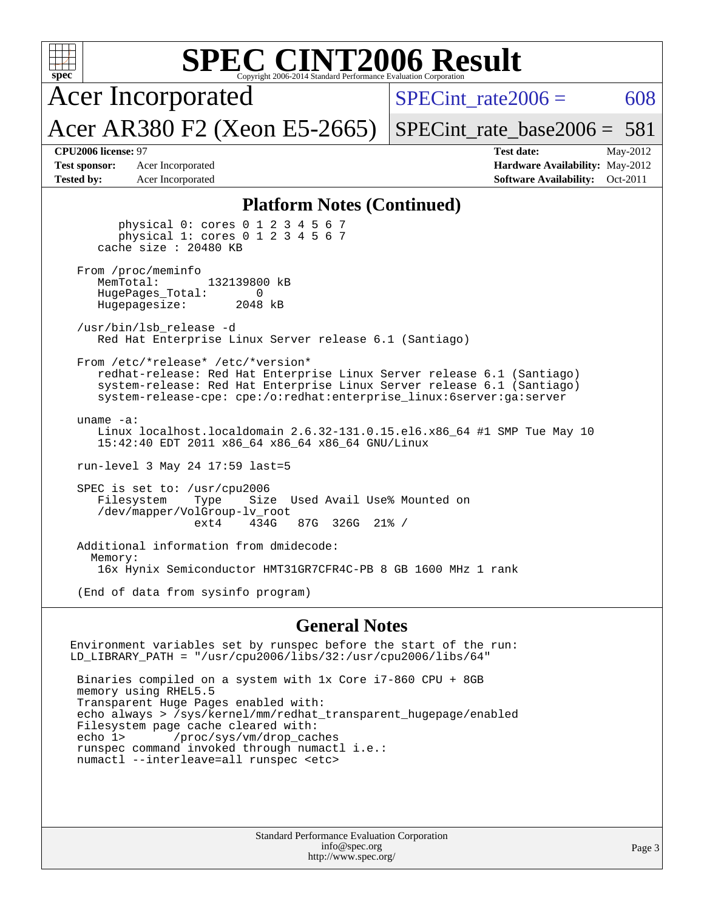## Platform Notes (Continued)

```
        physical 0: cores 0 1 2 3 4 5 6 7
        physical 1: cores 0 1 2 3 4 5 6 7
     cache size : 20480 KB

  From /proc/meminfo
     MemTotal:       132139800 kB
     HugePages_Total:       0
     Hugepagesize:       2048 kB

  /usr/bin/lsb_release -d
     Red Hat Enterprise Linux Server release 6.1 (Santiago)

  From /etc/*release* /etc/*version*
     redhat-release: Red Hat Enterprise Linux Server release 6.1 (Santiago)
     system-release: Red Hat Enterprise Linux Server release 6.1 (Santiago)
     system-release-cpe: cpe:/o:redhat:enterprise_linux:6server:ga:server

  uname -a:
     Linux localhost.localdomain 2.6.32-131.0.15.el6.x86_64 #1 SMP Tue May 10
     15:42:40 EDT 2011 x86_64 x86_64 x86_64 GNU/Linux

  run-level 3 May 24 17:59 last=5

  SPEC is set to: /usr/cpu2006
     Filesystem    Type    Size  Used Avail Use% Mounted on
     /dev/mapper/VolGroup-lv_root
                   ext4    434G   87G  326G  21% /

  Additional information from dmidecode:
    Memory:
     16x Hynix Semiconductor HMT31GR7CFR4C-PB 8 GB 1600 MHz 1 rank

  (End of data from sysinfo program)
```

## General Notes

```
Environment variables set by runspec before the start of the run:
LD_LIBRARY_PATH = "/usr/cpu2006/libs/32:/usr/cpu2006/libs/64"

 Binaries compiled on a system with 1x Core i7-860 CPU + 8GB
 memory using RHEL5.5
 Transparent Huge Pages enabled with:
 echo always > /sys/kernel/mm/redhat_transparent_hugepage/enabled
 Filesystem page cache cleared with:
 echo 1>       /proc/sys/vm/drop_caches
 runspec command invoked through numactl i.e.:
 numactl --interleave=all runspec <etc>
```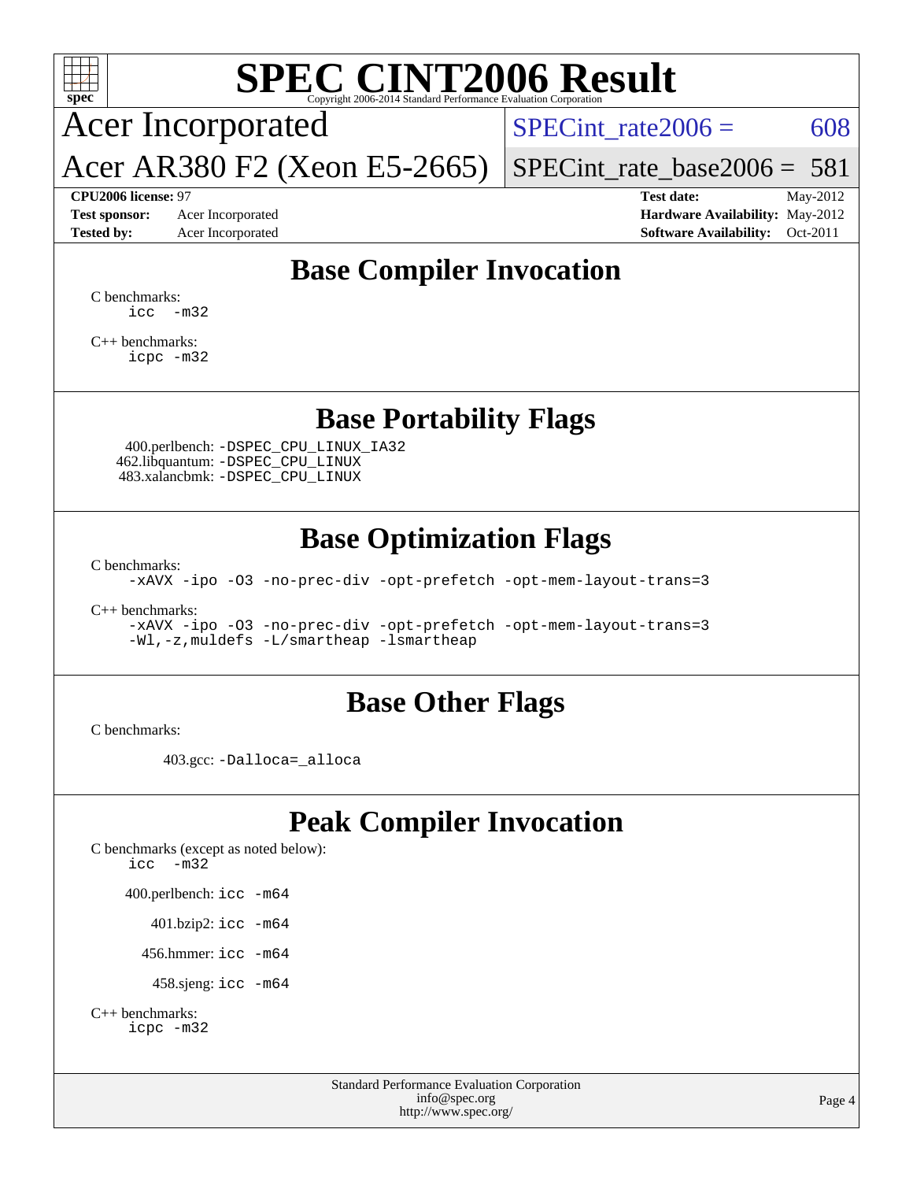# SPEC CINT2006 Result

Copyright 2006-2014 Standard Performance Evaluation Corporation

**Acer Incorporated**

**Acer AR380 F2 (Xeon E5-2665)**

SPECint_rate2006 = 608

SPECint_rate_base2006 = 581

| | | | |
|---|---|---|---|
| **CPU2006 license:** 97 | | **Test date:** | May-2012 |
| **Test sponsor:** | Acer Incorporated | **Hardware Availability:** | May-2012 |
| **Tested by:** | Acer Incorporated | **Software Availability:** | Oct-2011 |

## Base Compiler Invocation

C benchmarks:
```
icc  -m32
```

C++ benchmarks:
```
icpc -m32
```

## Base Portability Flags

400.perlbench: `-DSPEC_CPU_LINUX_IA32`
462.libquantum: `-DSPEC_CPU_LINUX`
483.xalancbmk: `-DSPEC_CPU_LINUX`

## Base Optimization Flags

C benchmarks:
```
-xAVX -ipo -O3 -no-prec-div -opt-prefetch -opt-mem-layout-trans=3
```

C++ benchmarks:
```
-xAVX -ipo -O3 -no-prec-div -opt-prefetch -opt-mem-layout-trans=3
-Wl,-z,muldefs -L/smartheap -lsmartheap
```

## Base Other Flags

C benchmarks:

403.gcc: `-Dalloca=_alloca`

## Peak Compiler Invocation

C benchmarks (except as noted below):
```
icc  -m32
```

400.perlbench: `icc -m64`

401.bzip2: `icc -m64`

456.hmmer: `icc -m64`

458.sjeng: `icc -m64`

C++ benchmarks:
```
icpc -m32
```

Standard Performance Evaluation Corporation
info@spec.org
http://www.spec.org/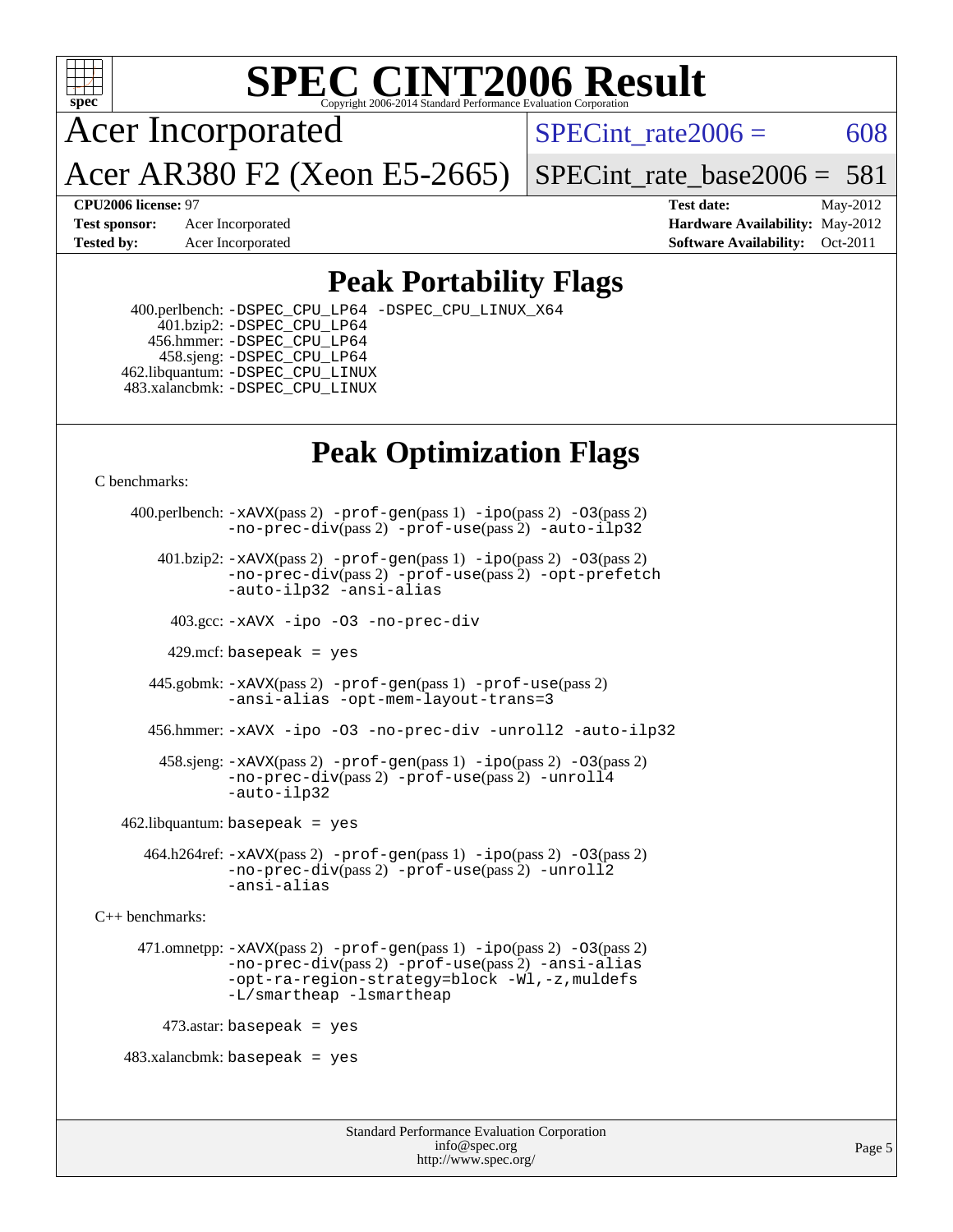# SPEC CINT2006 Result

Copyright 2006-2014 Standard Performance Evaluation Corporation

**Acer Incorporated**

**Acer AR380 F2 (Xeon E5-2665)**

SPECint_rate2006 = 608

SPECint_rate_base2006 = 581

**CPU2006 license:** 97
**Test sponsor:** Acer Incorporated
**Tested by:** Acer Incorporated

**Test date:** May-2012
**Hardware Availability:** May-2012
**Software Availability:** Oct-2011

## Peak Portability Flags

400.perlbench: -DSPEC_CPU_LP64 -DSPEC_CPU_LINUX_X64
401.bzip2: -DSPEC_CPU_LP64
456.hmmer: -DSPEC_CPU_LP64
458.sjeng: -DSPEC_CPU_LP64
462.libquantum: -DSPEC_CPU_LINUX
483.xalancbmk: -DSPEC_CPU_LINUX

## Peak Optimization Flags

C benchmarks:

400.perlbench: -xAVX(pass 2) -prof-gen(pass 1) -ipo(pass 2) -O3(pass 2) -no-prec-div(pass 2) -prof-use(pass 2) -auto-ilp32

401.bzip2: -xAVX(pass 2) -prof-gen(pass 1) -ipo(pass 2) -O3(pass 2) -no-prec-div(pass 2) -prof-use(pass 2) -opt-prefetch -auto-ilp32 -ansi-alias

403.gcc: -xAVX -ipo -O3 -no-prec-div

429.mcf: basepeak = yes

445.gobmk: -xAVX(pass 2) -prof-gen(pass 1) -prof-use(pass 2) -ansi-alias -opt-mem-layout-trans=3

456.hmmer: -xAVX -ipo -O3 -no-prec-div -unroll2 -auto-ilp32

458.sjeng: -xAVX(pass 2) -prof-gen(pass 1) -ipo(pass 2) -O3(pass 2) -no-prec-div(pass 2) -prof-use(pass 2) -unroll4 -auto-ilp32

462.libquantum: basepeak = yes

464.h264ref: -xAVX(pass 2) -prof-gen(pass 1) -ipo(pass 2) -O3(pass 2) -no-prec-div(pass 2) -prof-use(pass 2) -unroll2 -ansi-alias

C++ benchmarks:

471.omnetpp: -xAVX(pass 2) -prof-gen(pass 1) -ipo(pass 2) -O3(pass 2) -no-prec-div(pass 2) -prof-use(pass 2) -ansi-alias -opt-ra-region-strategy=block -Wl,-z,muldefs -L/smartheap -lsmartheap

473.astar: basepeak = yes

483.xalancbmk: basepeak = yes

Standard Performance Evaluation Corporation
info@spec.org
http://www.spec.org/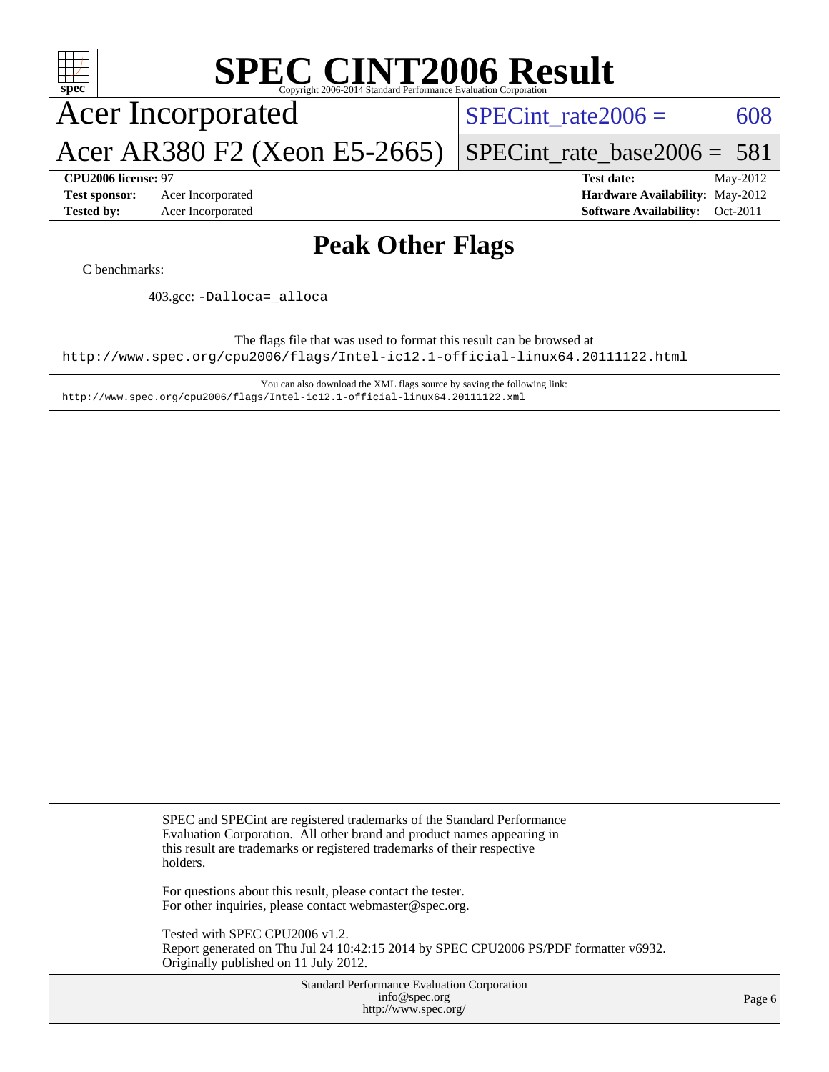# SPEC CINT2006 Result

Copyright 2006-2014 Standard Performance Evaluation Corporation

Acer Incorporated

Acer AR380 F2 (Xeon E5-2665)

SPECint_rate2006 = 608

SPECint_rate_base2006 = 581

**CPU2006 license:** 97
**Test sponsor:** Acer Incorporated
**Tested by:** Acer Incorporated

**Test date:** May-2012
**Hardware Availability:** May-2012
**Software Availability:** Oct-2011

## Peak Other Flags

C benchmarks:

403.gcc: -Dalloca=_alloca

The flags file that was used to format this result can be browsed at
http://www.spec.org/cpu2006/flags/Intel-ic12.1-official-linux64.20111122.html

You can also download the XML flags source by saving the following link:
http://www.spec.org/cpu2006/flags/Intel-ic12.1-official-linux64.20111122.xml

SPEC and SPECint are registered trademarks of the Standard Performance Evaluation Corporation. All other brand and product names appearing in this result are trademarks or registered trademarks of their respective holders.

For questions about this result, please contact the tester.
For other inquiries, please contact webmaster@spec.org.

Tested with SPEC CPU2006 v1.2.
Report generated on Thu Jul 24 10:42:15 2014 by SPEC CPU2006 PS/PDF formatter v6932.
Originally published on 11 July 2012.

Standard Performance Evaluation Corporation
info@spec.org
http://www.spec.org/